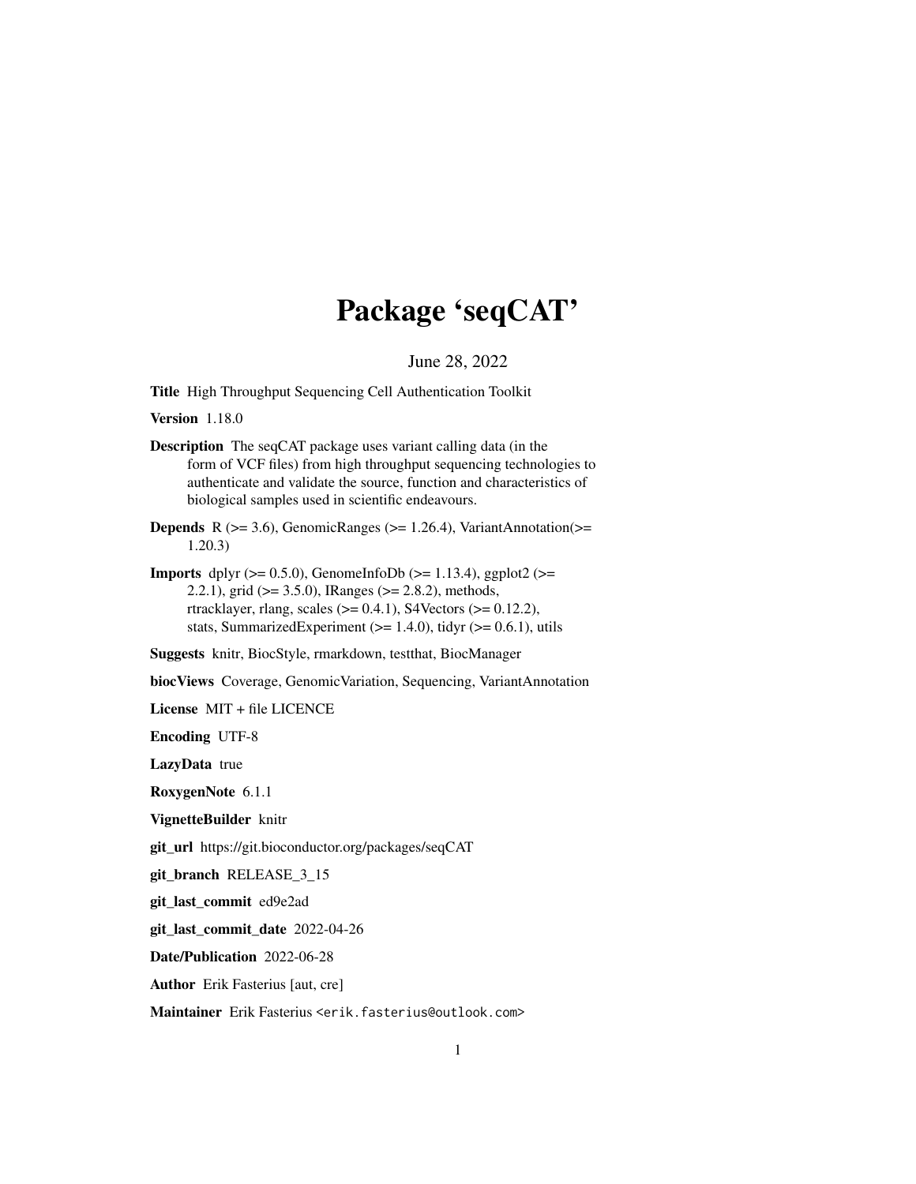# Package 'seqCAT'

June 28, 2022

**Title** High Throughput Sequencing Cell Authentication Toolkit

**Version** 1.18.0

**Description** The seqCAT package uses variant calling data (in the form of VCF files) from high throughput sequencing technologies to authenticate and validate the source, function and characteristics of biological samples used in scientific endeavours.

**Depends** R (>= 3.6), GenomicRanges (>= 1.26.4), VariantAnnotation(>= 1.20.3)

**Imports** dplyr (>= 0.5.0), GenomeInfoDb (>= 1.13.4), ggplot2 (>= 2.2.1), grid (>= 3.5.0), IRanges (>= 2.8.2), methods, rtracklayer, rlang, scales (>= 0.4.1), S4Vectors (>= 0.12.2), stats, SummarizedExperiment (>= 1.4.0), tidyr (>= 0.6.1), utils

**Suggests** knitr, BiocStyle, rmarkdown, testthat, BiocManager

**biocViews** Coverage, GenomicVariation, Sequencing, VariantAnnotation

**License** MIT + file LICENCE

**Encoding** UTF-8

**LazyData** true

**RoxygenNote** 6.1.1

**VignetteBuilder** knitr

**git_url** https://git.bioconductor.org/packages/seqCAT

**git_branch** RELEASE_3_15

**git_last_commit** ed9e2ad

**git_last_commit_date** 2022-04-26

**Date/Publication** 2022-06-28

**Author** Erik Fasterius [aut, cre]

**Maintainer** Erik Fasterius <erik.fasterius@outlook.com>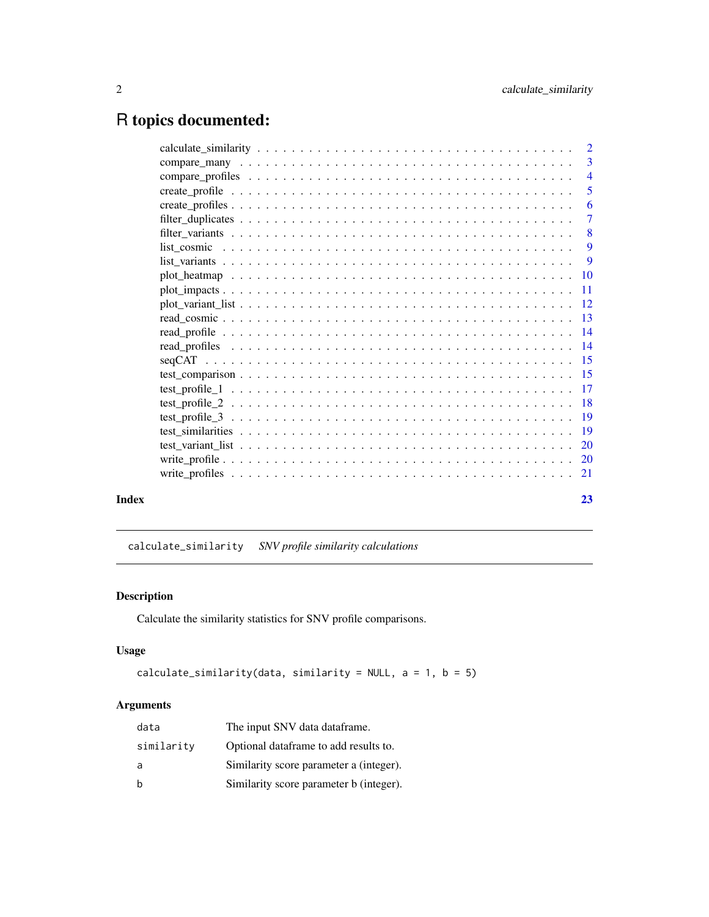# R topics documented:

| | |
|---|---|
| calculate_similarity | 2 |
| compare_many | 3 |
| compare_profiles | 4 |
| create_profile | 5 |
| create_profiles | 6 |
| filter_duplicates | 7 |
| filter_variants | 8 |
| list_cosmic | 9 |
| list_variants | 9 |
| plot_heatmap | 10 |
| plot_impacts | 11 |
| plot_variant_list | 12 |
| read_cosmic | 13 |
| read_profile | 14 |
| read_profiles | 14 |
| seqCAT | 15 |
| test_comparison | 15 |
| test_profile_1 | 17 |
| test_profile_2 | 18 |
| test_profile_3 | 19 |
| test_similarities | 19 |
| test_variant_list | 20 |
| write_profile | 20 |
| write_profiles | 21 |
| **Index** | **23** |

---

`calculate_similarity` *SNV profile similarity calculations*

---

## Description

Calculate the similarity statistics for SNV profile comparisons.

## Usage

```
calculate_similarity(data, similarity = NULL, a = 1, b = 5)
```

## Arguments

| | |
|---|---|
| `data` | The input SNV data dataframe. |
| `similarity` | Optional dataframe to add results to. |
| `a` | Similarity score parameter a (integer). |
| `b` | Similarity score parameter b (integer). |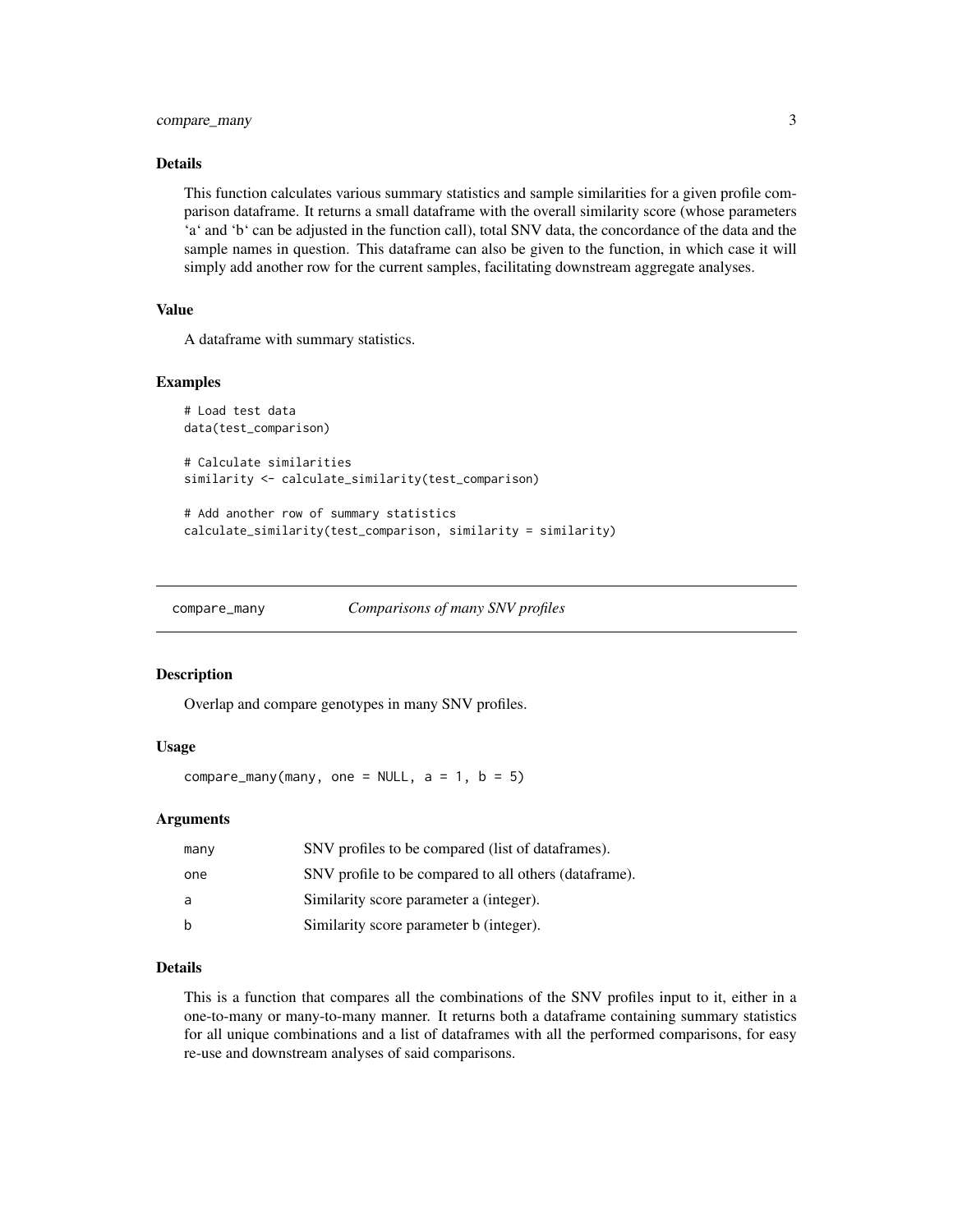### Details

This function calculates various summary statistics and sample similarities for a given profile comparison dataframe. It returns a small dataframe with the overall similarity score (whose parameters 'a' and 'b' can be adjusted in the function call), total SNV data, the concordance of the data and the sample names in question. This dataframe can also be given to the function, in which case it will simply add another row for the current samples, facilitating downstream aggregate analyses.

### Value

A dataframe with summary statistics.

### Examples

```
# Load test data
data(test_comparison)

# Calculate similarities
similarity <- calculate_similarity(test_comparison)

# Add another row of summary statistics
calculate_similarity(test_comparison, similarity = similarity)
```

---

## compare_many *Comparisons of many SNV profiles*

---

### Description

Overlap and compare genotypes in many SNV profiles.

### Usage

```
compare_many(many, one = NULL, a = 1, b = 5)
```

### Arguments

| | |
|---|---|
| many | SNV profiles to be compared (list of dataframes). |
| one | SNV profile to be compared to all others (dataframe). |
| a | Similarity score parameter a (integer). |
| b | Similarity score parameter b (integer). |

### Details

This is a function that compares all the combinations of the SNV profiles input to it, either in a one-to-many or many-to-many manner. It returns both a dataframe containing summary statistics for all unique combinations and a list of dataframes with all the performed comparisons, for easy re-use and downstream analyses of said comparisons.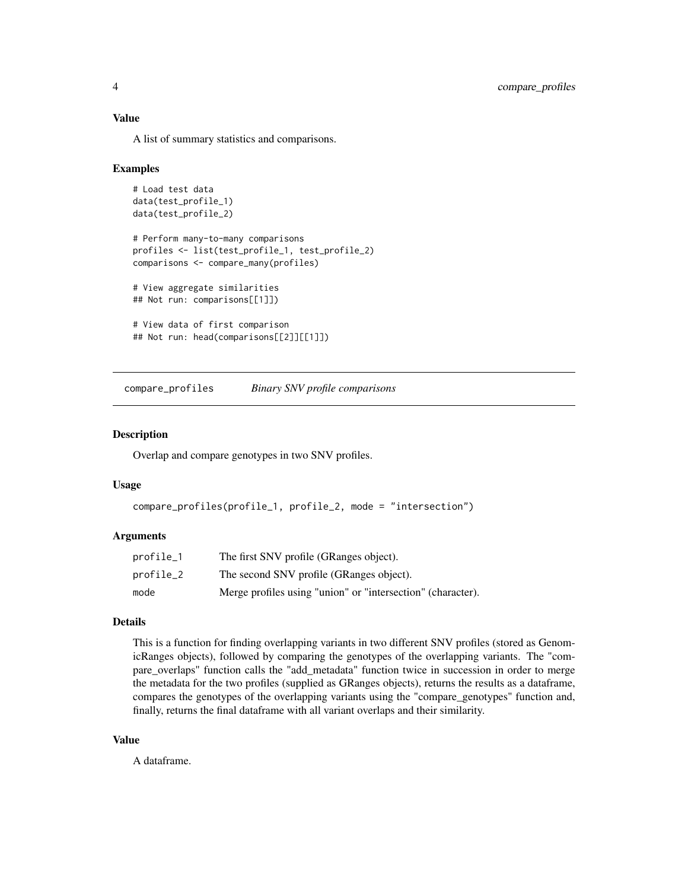### Value

A list of summary statistics and comparisons.

### Examples

```
# Load test data
data(test_profile_1)
data(test_profile_2)

# Perform many-to-many comparisons
profiles <- list(test_profile_1, test_profile_2)
comparisons <- compare_many(profiles)

# View aggregate similarities
## Not run: comparisons[[1]])

# View data of first comparison
## Not run: head(comparisons[[2]][[1]])
```

---

## compare_profiles — *Binary SNV profile comparisons*

### Description

Overlap and compare genotypes in two SNV profiles.

### Usage

```
compare_profiles(profile_1, profile_2, mode = "intersection")
```

### Arguments

| | |
|---|---|
| profile_1 | The first SNV profile (GRanges object). |
| profile_2 | The second SNV profile (GRanges object). |
| mode | Merge profiles using "union" or "intersection" (character). |

### Details

This is a function for finding overlapping variants in two different SNV profiles (stored as GenomicRanges objects), followed by comparing the genotypes of the overlapping variants. The "compare_overlaps" function calls the "add_metadata" function twice in succession in order to merge the metadata for the two profiles (supplied as GRanges objects), returns the results as a dataframe, compares the genotypes of the overlapping variants using the "compare_genotypes" function and, finally, returns the final dataframe with all variant overlaps and their similarity.

### Value

A dataframe.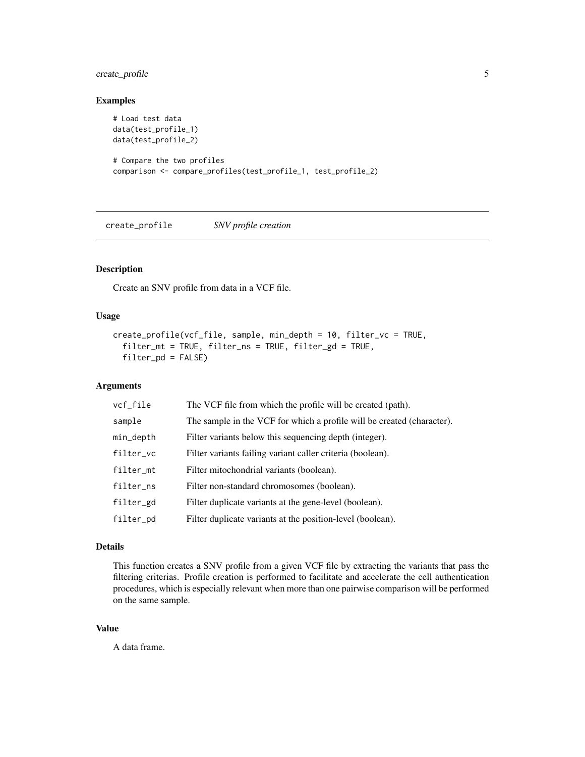## Examples

```
# Load test data
data(test_profile_1)
data(test_profile_2)

# Compare the two profiles
comparison <- compare_profiles(test_profile_1, test_profile_2)
```

---

## create_profile *SNV profile creation*

---

### Description

Create an SNV profile from data in a VCF file.

### Usage

```
create_profile(vcf_file, sample, min_depth = 10, filter_vc = TRUE,
  filter_mt = TRUE, filter_ns = TRUE, filter_gd = TRUE,
  filter_pd = FALSE)
```

### Arguments

| | |
|---|---|
| `vcf_file` | The VCF file from which the profile will be created (path). |
| `sample` | The sample in the VCF for which a profile will be created (character). |
| `min_depth` | Filter variants below this sequencing depth (integer). |
| `filter_vc` | Filter variants failing variant caller criteria (boolean). |
| `filter_mt` | Filter mitochondrial variants (boolean). |
| `filter_ns` | Filter non-standard chromosomes (boolean). |
| `filter_gd` | Filter duplicate variants at the gene-level (boolean). |
| `filter_pd` | Filter duplicate variants at the position-level (boolean). |

### Details

This function creates a SNV profile from a given VCF file by extracting the variants that pass the filtering criterias. Profile creation is performed to facilitate and accelerate the cell authentication procedures, which is especially relevant when more than one pairwise comparison will be performed on the same sample.

### Value

A data frame.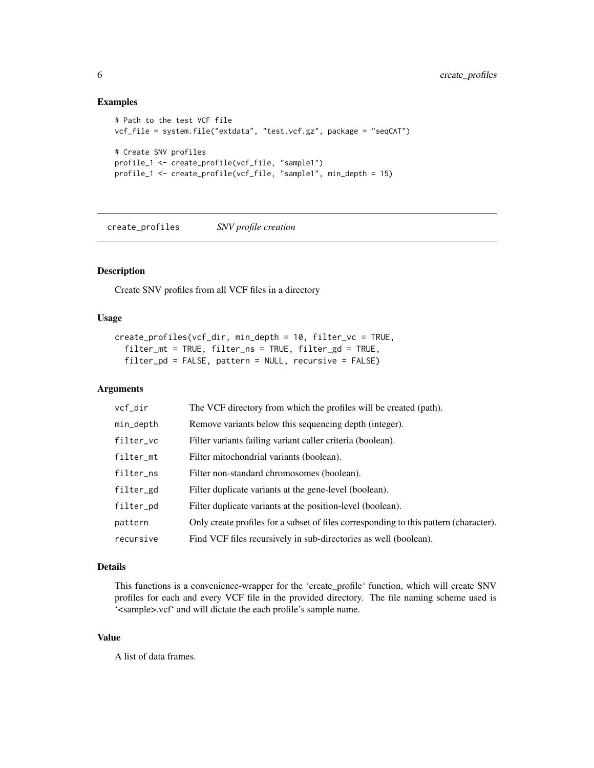### Examples

```
# Path to the test VCF file
vcf_file = system.file("extdata", "test.vcf.gz", package = "seqCAT")

# Create SNV profiles
profile_1 <- create_profile(vcf_file, "sample1")
profile_1 <- create_profile(vcf_file, "sample1", min_depth = 15)
```

---

## create_profiles    *SNV profile creation*

---

### Description

Create SNV profiles from all VCF files in a directory

### Usage

```
create_profiles(vcf_dir, min_depth = 10, filter_vc = TRUE,
  filter_mt = TRUE, filter_ns = TRUE, filter_gd = TRUE,
  filter_pd = FALSE, pattern = NULL, recursive = FALSE)
```

### Arguments

| | |
|---|---|
| `vcf_dir` | The VCF directory from which the profiles will be created (path). |
| `min_depth` | Remove variants below this sequencing depth (integer). |
| `filter_vc` | Filter variants failing variant caller criteria (boolean). |
| `filter_mt` | Filter mitochondrial variants (boolean). |
| `filter_ns` | Filter non-standard chromosomes (boolean). |
| `filter_gd` | Filter duplicate variants at the gene-level (boolean). |
| `filter_pd` | Filter duplicate variants at the position-level (boolean). |
| `pattern` | Only create profiles for a subset of files corresponding to this pattern (character). |
| `recursive` | Find VCF files recursively in sub-directories as well (boolean). |

### Details

This functions is a convenience-wrapper for the 'create_profile' function, which will create SNV profiles for each and every VCF file in the provided directory. The file naming scheme used is '<sample>.vcf' and will dictate the each profile's sample name.

### Value

A list of data frames.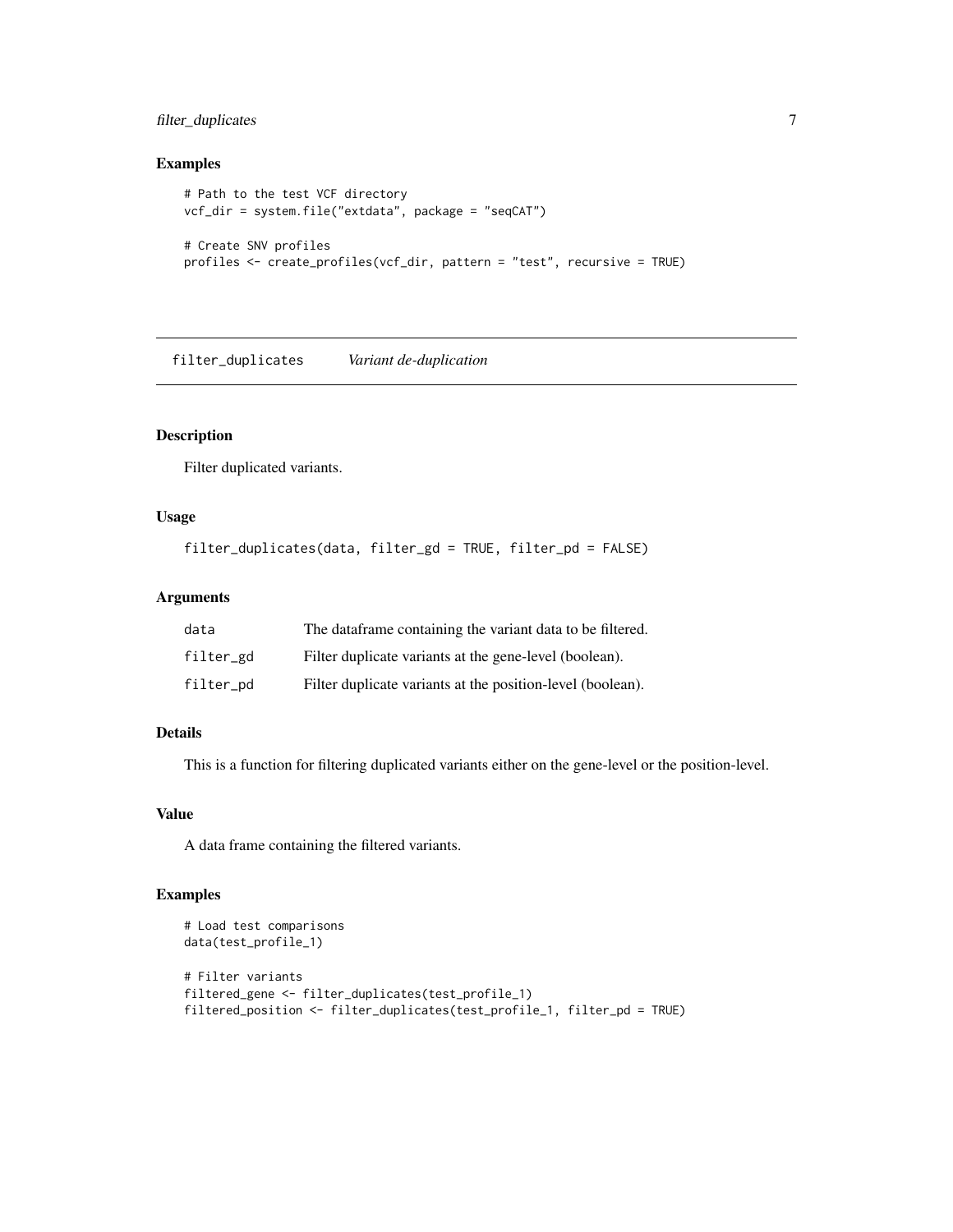## Examples

```
# Path to the test VCF directory
vcf_dir = system.file("extdata", package = "seqCAT")

# Create SNV profiles
profiles <- create_profiles(vcf_dir, pattern = "test", recursive = TRUE)
```

---

# filter_duplicates *Variant de-duplication*

---

## Description

Filter duplicated variants.

## Usage

```
filter_duplicates(data, filter_gd = TRUE, filter_pd = FALSE)
```

## Arguments

| | |
|---|---|
| data | The dataframe containing the variant data to be filtered. |
| filter_gd | Filter duplicate variants at the gene-level (boolean). |
| filter_pd | Filter duplicate variants at the position-level (boolean). |

## Details

This is a function for filtering duplicated variants either on the gene-level or the position-level.

## Value

A data frame containing the filtered variants.

## Examples

```
# Load test comparisons
data(test_profile_1)

# Filter variants
filtered_gene <- filter_duplicates(test_profile_1)
filtered_position <- filter_duplicates(test_profile_1, filter_pd = TRUE)
```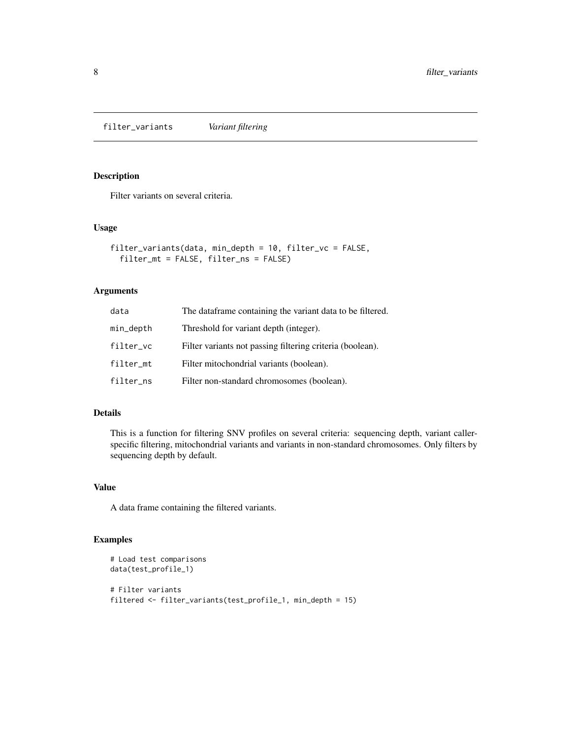# filter_variants *Variant filtering*

## Description

Filter variants on several criteria.

## Usage

```
filter_variants(data, min_depth = 10, filter_vc = FALSE,
  filter_mt = FALSE, filter_ns = FALSE)
```

## Arguments

| | |
|---|---|
| data | The dataframe containing the variant data to be filtered. |
| min_depth | Threshold for variant depth (integer). |
| filter_vc | Filter variants not passing filtering criteria (boolean). |
| filter_mt | Filter mitochondrial variants (boolean). |
| filter_ns | Filter non-standard chromosomes (boolean). |

## Details

This is a function for filtering SNV profiles on several criteria: sequencing depth, variant caller-specific filtering, mitochondrial variants and variants in non-standard chromosomes. Only filters by sequencing depth by default.

## Value

A data frame containing the filtered variants.

## Examples

```
# Load test comparisons
data(test_profile_1)

# Filter variants
filtered <- filter_variants(test_profile_1, min_depth = 15)
```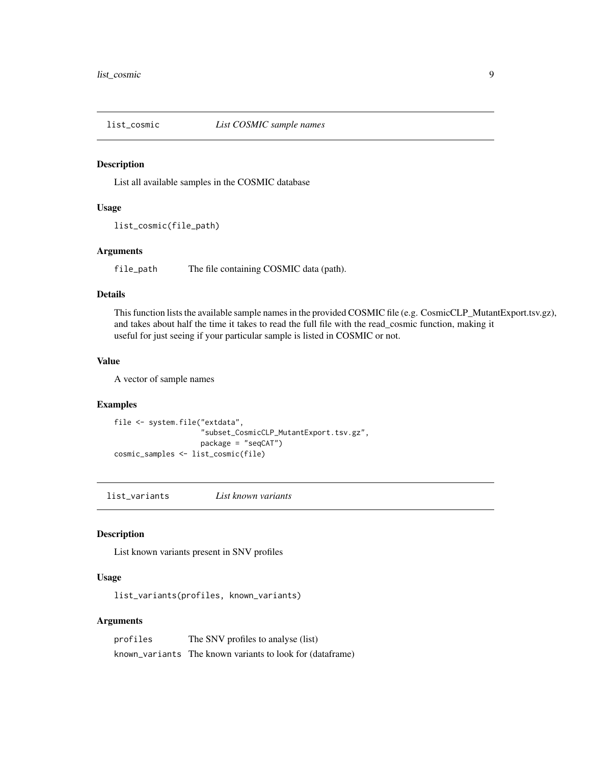## list_cosmic *List COSMIC sample names*

### Description

List all available samples in the COSMIC database

### Usage

```
list_cosmic(file_path)
```

### Arguments

| | |
|---|---|
| file_path | The file containing COSMIC data (path). |

### Details

This function lists the available sample names in the provided COSMIC file (e.g. CosmicCLP_MutantExport.tsv.gz), and takes about half the time it takes to read the full file with the read_cosmic function, making it useful for just seeing if your particular sample is listed in COSMIC or not.

### Value

A vector of sample names

### Examples

```
file <- system.file("extdata",
                    "subset_CosmicCLP_MutantExport.tsv.gz",
                    package = "seqCAT")
cosmic_samples <- list_cosmic(file)
```

## list_variants *List known variants*

### Description

List known variants present in SNV profiles

### Usage

```
list_variants(profiles, known_variants)
```

### Arguments

| | |
|---|---|
| profiles | The SNV profiles to analyse (list) |
| known_variants | The known variants to look for (dataframe) |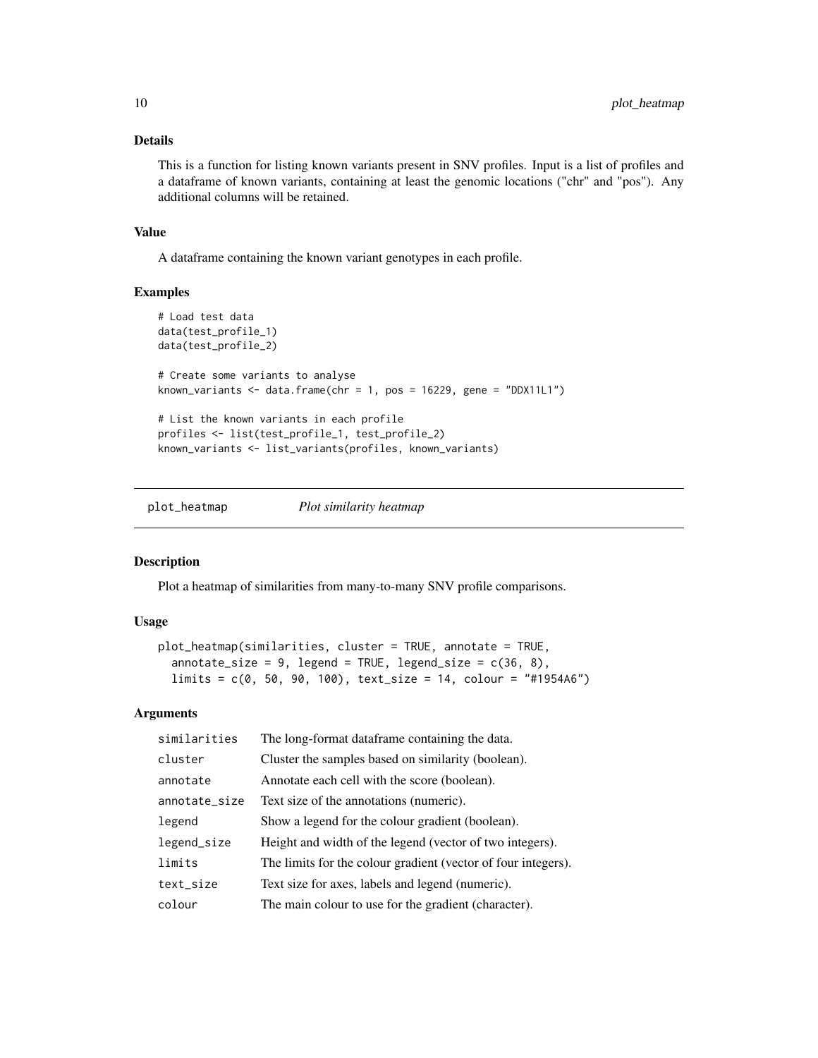### Details

This is a function for listing known variants present in SNV profiles. Input is a list of profiles and a dataframe of known variants, containing at least the genomic locations ("chr" and "pos"). Any additional columns will be retained.

### Value

A dataframe containing the known variant genotypes in each profile.

### Examples

```
# Load test data
data(test_profile_1)
data(test_profile_2)

# Create some variants to analyse
known_variants <- data.frame(chr = 1, pos = 16229, gene = "DDX11L1")

# List the known variants in each profile
profiles <- list(test_profile_1, test_profile_2)
known_variants <- list_variants(profiles, known_variants)
```

---

## plot_heatmap *Plot similarity heatmap*

---

### Description

Plot a heatmap of similarities from many-to-many SNV profile comparisons.

### Usage

```
plot_heatmap(similarities, cluster = TRUE, annotate = TRUE,
  annotate_size = 9, legend = TRUE, legend_size = c(36, 8),
  limits = c(0, 50, 90, 100), text_size = 14, colour = "#1954A6")
```

### Arguments

| | |
|---|---|
| similarities | The long-format dataframe containing the data. |
| cluster | Cluster the samples based on similarity (boolean). |
| annotate | Annotate each cell with the score (boolean). |
| annotate_size | Text size of the annotations (numeric). |
| legend | Show a legend for the colour gradient (boolean). |
| legend_size | Height and width of the legend (vector of two integers). |
| limits | The limits for the colour gradient (vector of four integers). |
| text_size | Text size for axes, labels and legend (numeric). |
| colour | The main colour to use for the gradient (character). |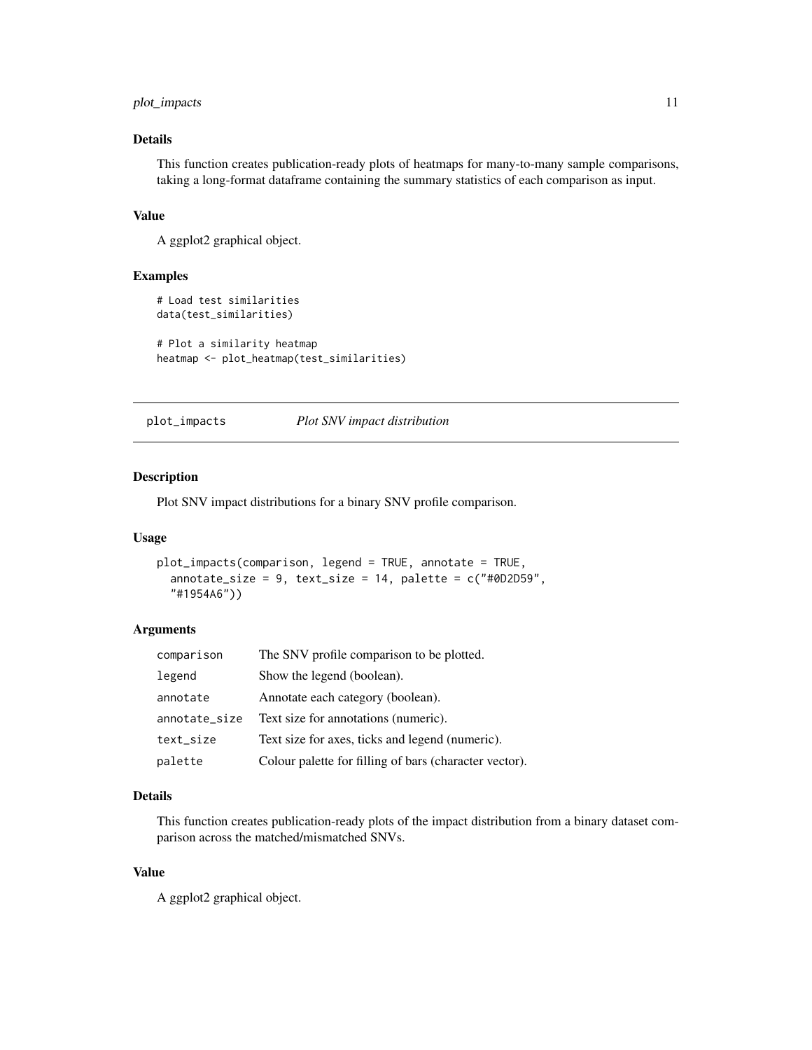### Details

This function creates publication-ready plots of heatmaps for many-to-many sample comparisons, taking a long-format dataframe containing the summary statistics of each comparison as input.

### Value

A ggplot2 graphical object.

### Examples

```
# Load test similarities
data(test_similarities)

# Plot a similarity heatmap
heatmap <- plot_heatmap(test_similarities)
```

---

## plot_impacts    *Plot SNV impact distribution*

---

### Description

Plot SNV impact distributions for a binary SNV profile comparison.

### Usage

```
plot_impacts(comparison, legend = TRUE, annotate = TRUE,
  annotate_size = 9, text_size = 14, palette = c("#0D2D59",
  "#1954A6"))
```

### Arguments

| | |
|---|---|
| `comparison` | The SNV profile comparison to be plotted. |
| `legend` | Show the legend (boolean). |
| `annotate` | Annotate each category (boolean). |
| `annotate_size` | Text size for annotations (numeric). |
| `text_size` | Text size for axes, ticks and legend (numeric). |
| `palette` | Colour palette for filling of bars (character vector). |

### Details

This function creates publication-ready plots of the impact distribution from a binary dataset comparison across the matched/mismatched SNVs.

### Value

A ggplot2 graphical object.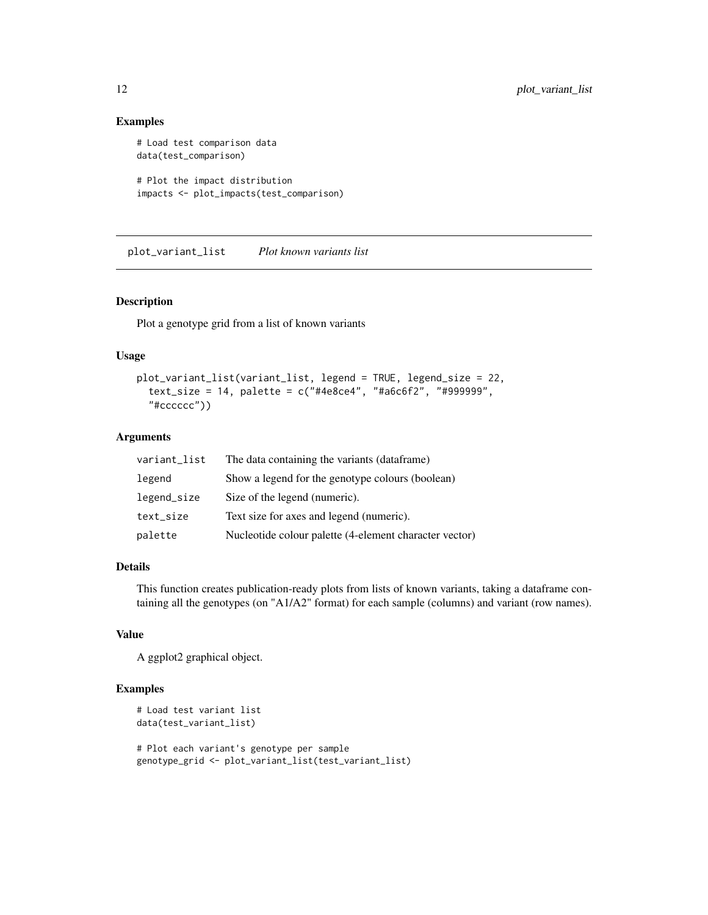## Examples

```
# Load test comparison data
data(test_comparison)

# Plot the impact distribution
impacts <- plot_impacts(test_comparison)
```

---

# plot_variant_list *Plot known variants list*

---

## Description

Plot a genotype grid from a list of known variants

## Usage

```
plot_variant_list(variant_list, legend = TRUE, legend_size = 22,
  text_size = 14, palette = c("#4e8ce4", "#a6c6f2", "#999999",
  "#cccccc"))
```

## Arguments

| | |
|---|---|
| variant_list | The data containing the variants (dataframe) |
| legend | Show a legend for the genotype colours (boolean) |
| legend_size | Size of the legend (numeric). |
| text_size | Text size for axes and legend (numeric). |
| palette | Nucleotide colour palette (4-element character vector) |

## Details

This function creates publication-ready plots from lists of known variants, taking a dataframe containing all the genotypes (on "A1/A2" format) for each sample (columns) and variant (row names).

## Value

A ggplot2 graphical object.

## Examples

```
# Load test variant list
data(test_variant_list)

# Plot each variant's genotype per sample
genotype_grid <- plot_variant_list(test_variant_list)
```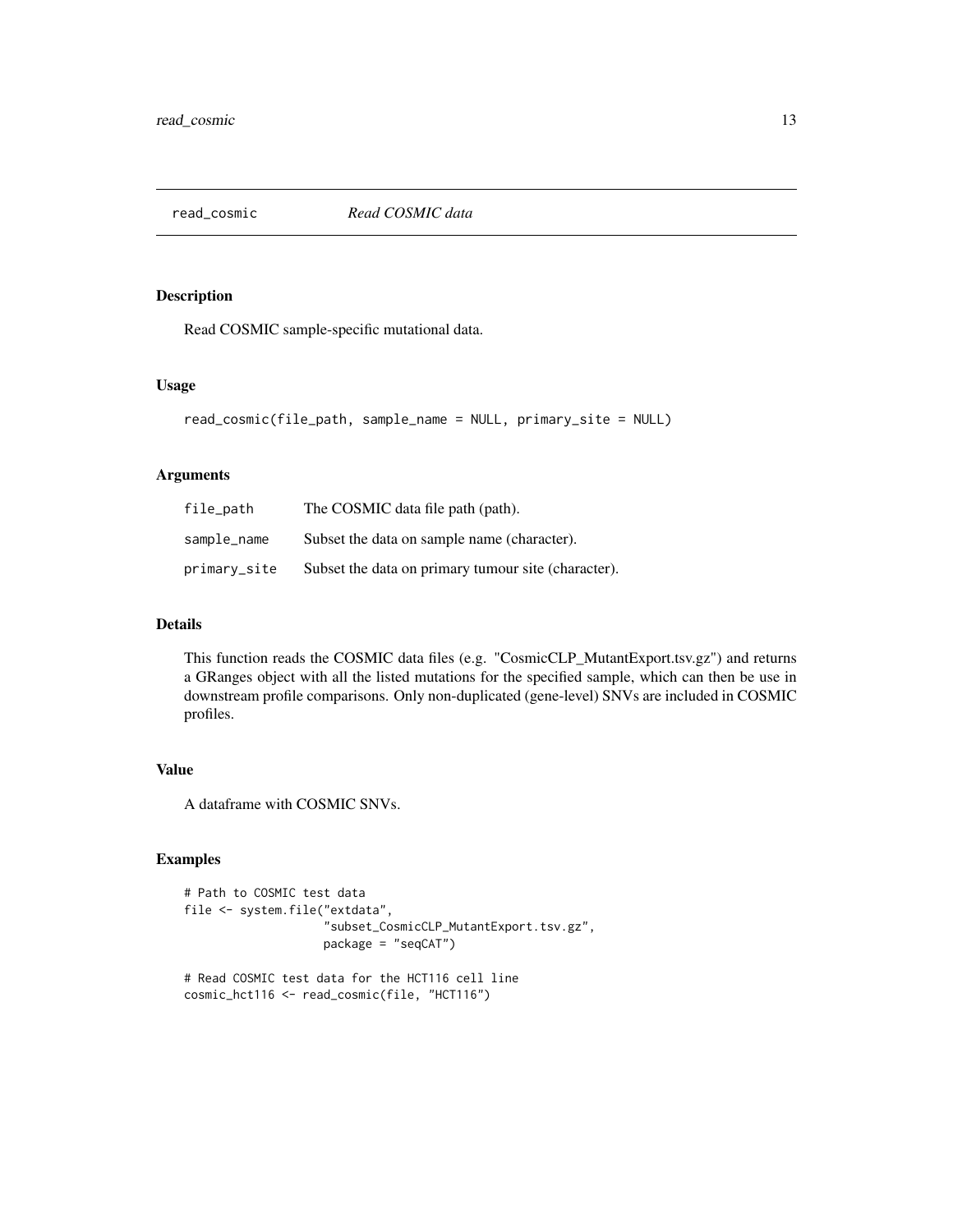## read_cosmic *Read COSMIC data*

### Description

Read COSMIC sample-specific mutational data.

### Usage

```
read_cosmic(file_path, sample_name = NULL, primary_site = NULL)
```

### Arguments

| | |
|---|---|
| file_path | The COSMIC data file path (path). |
| sample_name | Subset the data on sample name (character). |
| primary_site | Subset the data on primary tumour site (character). |

### Details

This function reads the COSMIC data files (e.g. "CosmicCLP_MutantExport.tsv.gz") and returns a GRanges object with all the listed mutations for the specified sample, which can then be use in downstream profile comparisons. Only non-duplicated (gene-level) SNVs are included in COSMIC profiles.

### Value

A dataframe with COSMIC SNVs.

### Examples

```
# Path to COSMIC test data
file <- system.file("extdata",
                    "subset_CosmicCLP_MutantExport.tsv.gz",
                    package = "seqCAT")

# Read COSMIC test data for the HCT116 cell line
cosmic_hct116 <- read_cosmic(file, "HCT116")
```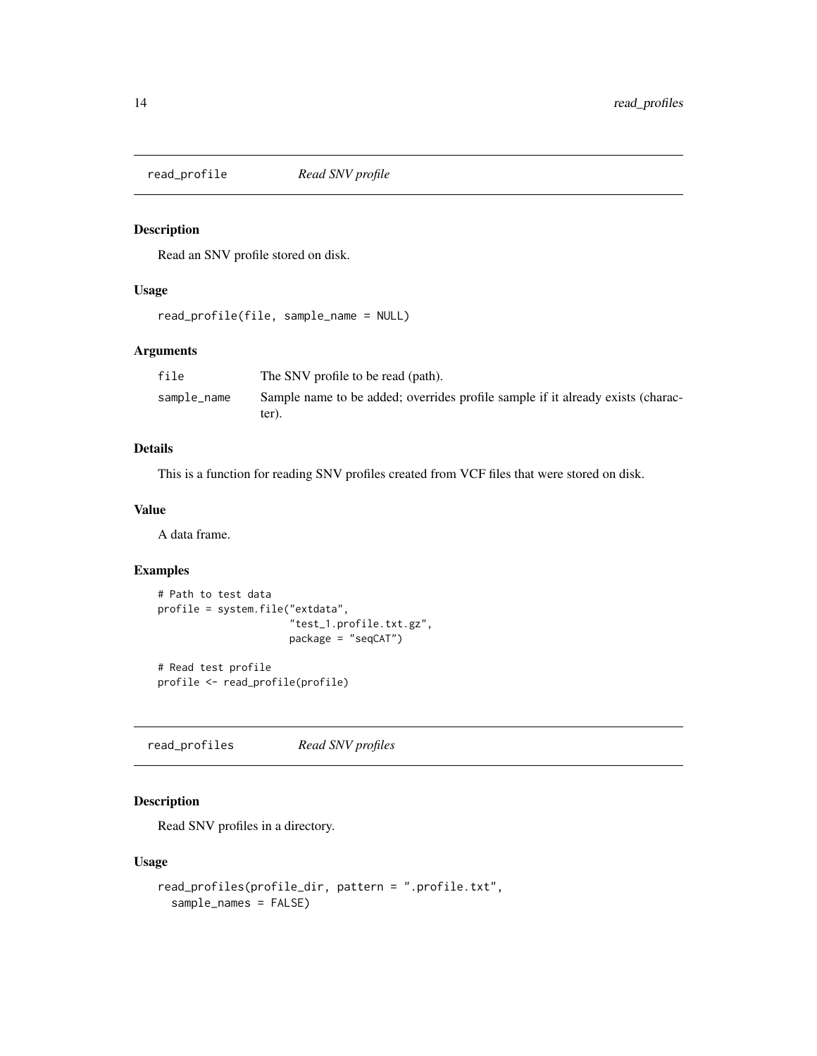## read_profile *Read SNV profile*

### Description

Read an SNV profile stored on disk.

### Usage

```
read_profile(file, sample_name = NULL)
```

### Arguments

| | |
|---|---|
| file | The SNV profile to be read (path). |
| sample_name | Sample name to be added; overrides profile sample if it already exists (character). |

### Details

This is a function for reading SNV profiles created from VCF files that were stored on disk.

### Value

A data frame.

### Examples

```
# Path to test data
profile = system.file("extdata",
                      "test_1.profile.txt.gz",
                      package = "seqCAT")

# Read test profile
profile <- read_profile(profile)
```

## read_profiles *Read SNV profiles*

### Description

Read SNV profiles in a directory.

### Usage

```
read_profiles(profile_dir, pattern = ".profile.txt",
  sample_names = FALSE)
```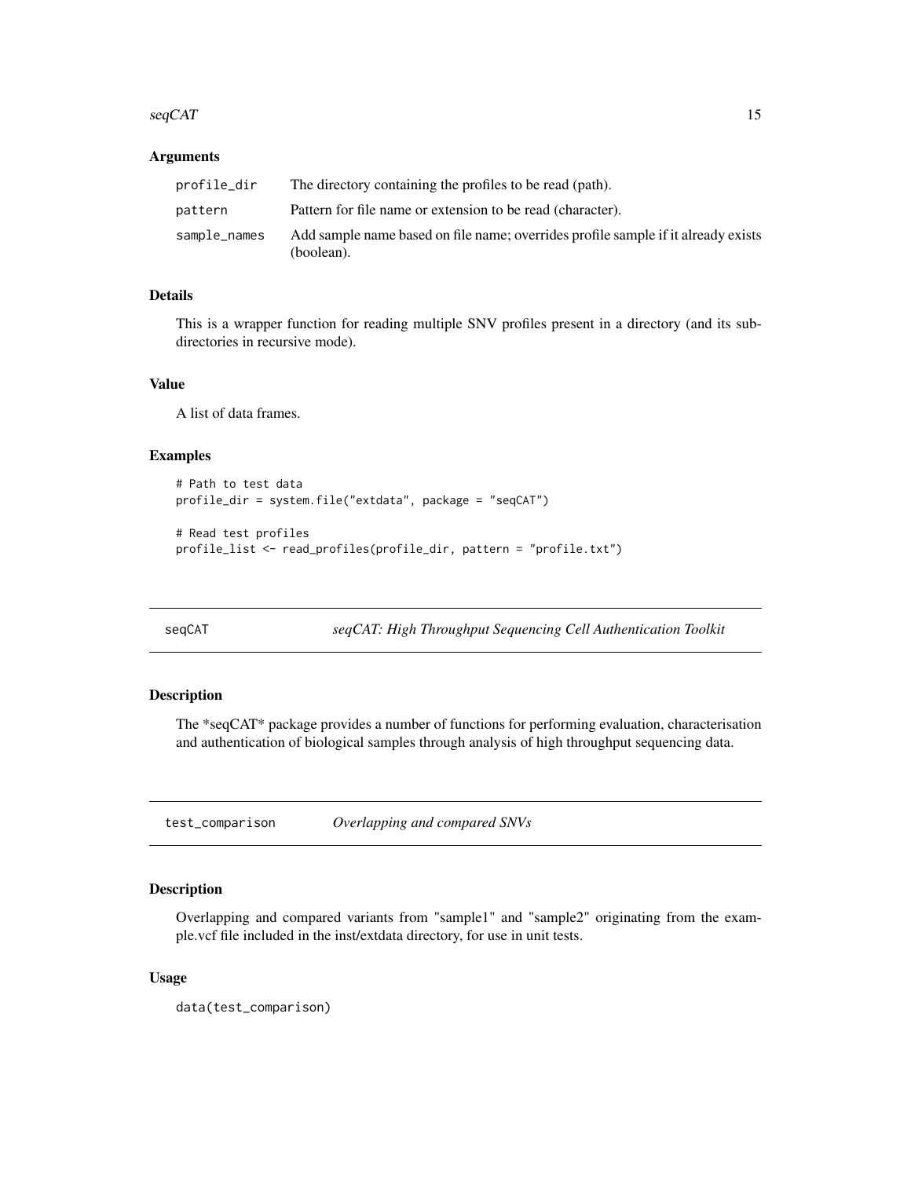### Arguments

| | |
|---|---|
| profile_dir | The directory containing the profiles to be read (path). |
| pattern | Pattern for file name or extension to be read (character). |
| sample_names | Add sample name based on file name; overrides profile sample if it already exists (boolean). |

### Details

This is a wrapper function for reading multiple SNV profiles present in a directory (and its subdirectories in recursive mode).

### Value

A list of data frames.

### Examples

```
# Path to test data
profile_dir = system.file("extdata", package = "seqCAT")

# Read test profiles
profile_list <- read_profiles(profile_dir, pattern = "profile.txt")
```

---

## seqCAT — *seqCAT: High Throughput Sequencing Cell Authentication Toolkit*

### Description

The *seqCAT* package provides a number of functions for performing evaluation, characterisation and authentication of biological samples through analysis of high throughput sequencing data.

---

## test_comparison — *Overlapping and compared SNVs*

### Description

Overlapping and compared variants from "sample1" and "sample2" originating from the example.vcf file included in the inst/extdata directory, for use in unit tests.

### Usage

```
data(test_comparison)
```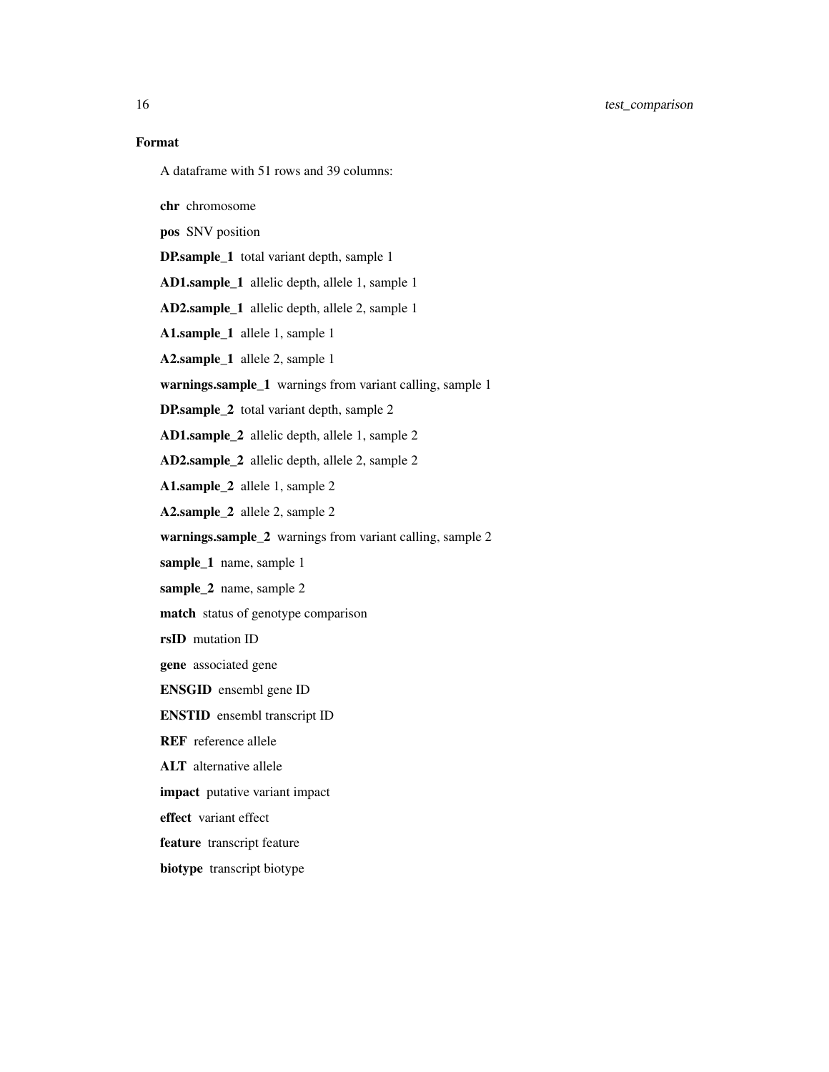### Format

A dataframe with 51 rows and 39 columns:

**chr** chromosome

**pos** SNV position

**DP.sample_1** total variant depth, sample 1

**AD1.sample_1** allelic depth, allele 1, sample 1

**AD2.sample_1** allelic depth, allele 2, sample 1

**A1.sample_1** allele 1, sample 1

**A2.sample_1** allele 2, sample 1

**warnings.sample_1** warnings from variant calling, sample 1

**DP.sample_2** total variant depth, sample 2

**AD1.sample_2** allelic depth, allele 1, sample 2

**AD2.sample_2** allelic depth, allele 2, sample 2

**A1.sample_2** allele 1, sample 2

**A2.sample_2** allele 2, sample 2

**warnings.sample_2** warnings from variant calling, sample 2

**sample_1** name, sample 1

**sample_2** name, sample 2

**match** status of genotype comparison

**rsID** mutation ID

**gene** associated gene

**ENSGID** ensembl gene ID

**ENSTID** ensembl transcript ID

**REF** reference allele

**ALT** alternative allele

**impact** putative variant impact

**effect** variant effect

**feature** transcript feature

**biotype** transcript biotype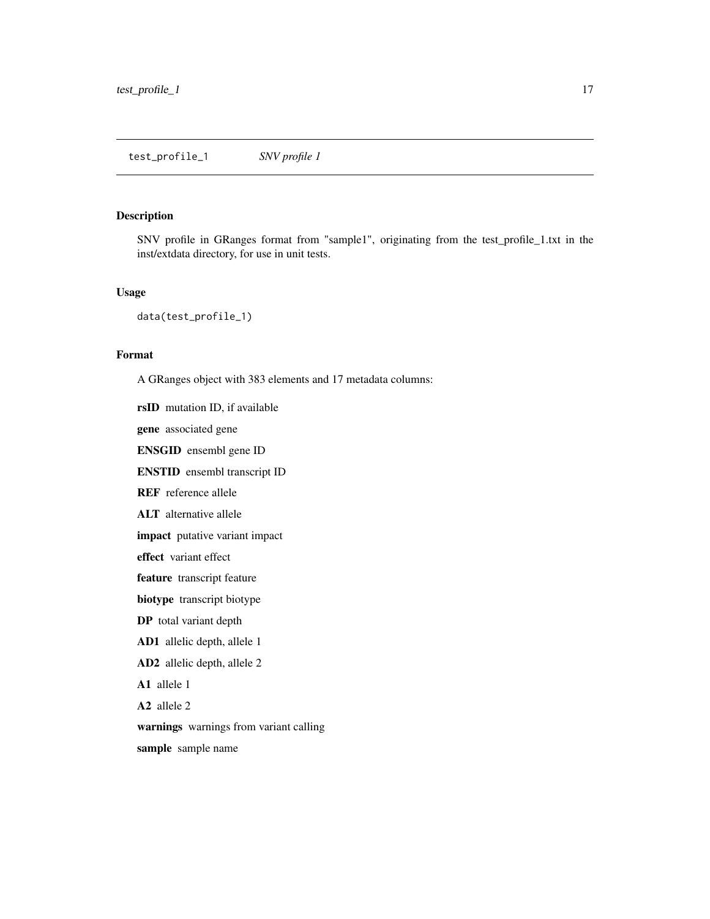## test_profile_1 *SNV profile 1*

### Description

SNV profile in GRanges format from "sample1", originating from the test_profile_1.txt in the inst/extdata directory, for use in unit tests.

### Usage

```
data(test_profile_1)
```

### Format

A GRanges object with 383 elements and 17 metadata columns:

**rsID** mutation ID, if available

**gene** associated gene

**ENSGID** ensembl gene ID

**ENSTID** ensembl transcript ID

**REF** reference allele

**ALT** alternative allele

**impact** putative variant impact

**effect** variant effect

**feature** transcript feature

**biotype** transcript biotype

**DP** total variant depth

**AD1** allelic depth, allele 1

**AD2** allelic depth, allele 2

**A1** allele 1

**A2** allele 2

**warnings** warnings from variant calling

**sample** sample name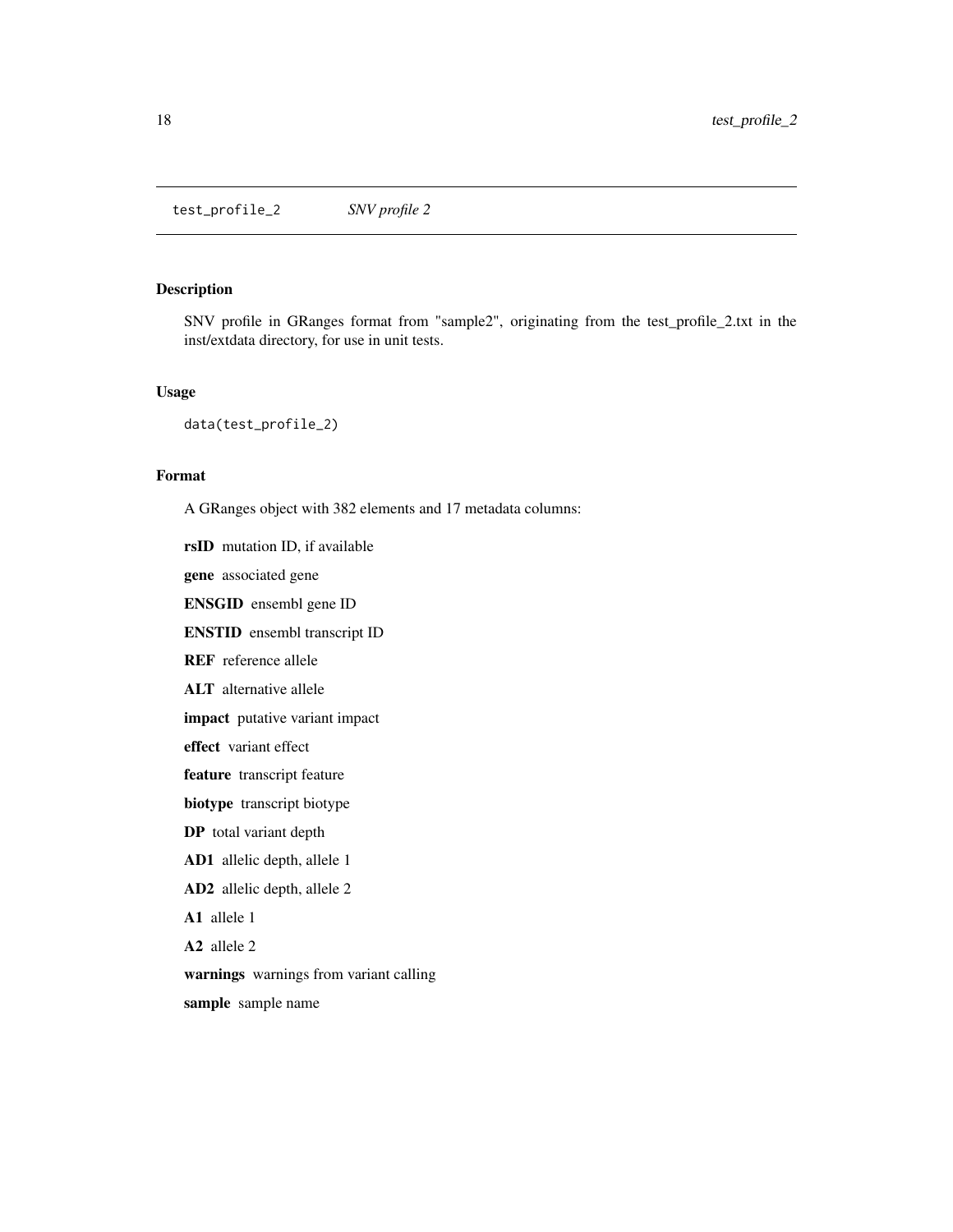test_profile_2 *SNV profile 2*

## Description

SNV profile in GRanges format from "sample2", originating from the test_profile_2.txt in the inst/extdata directory, for use in unit tests.

## Usage

```
data(test_profile_2)
```

## Format

A GRanges object with 382 elements and 17 metadata columns:

**rsID** mutation ID, if available

**gene** associated gene

**ENSGID** ensembl gene ID

**ENSTID** ensembl transcript ID

**REF** reference allele

**ALT** alternative allele

**impact** putative variant impact

**effect** variant effect

**feature** transcript feature

**biotype** transcript biotype

**DP** total variant depth

**AD1** allelic depth, allele 1

**AD2** allelic depth, allele 2

**A1** allele 1

**A2** allele 2

**warnings** warnings from variant calling

**sample** sample name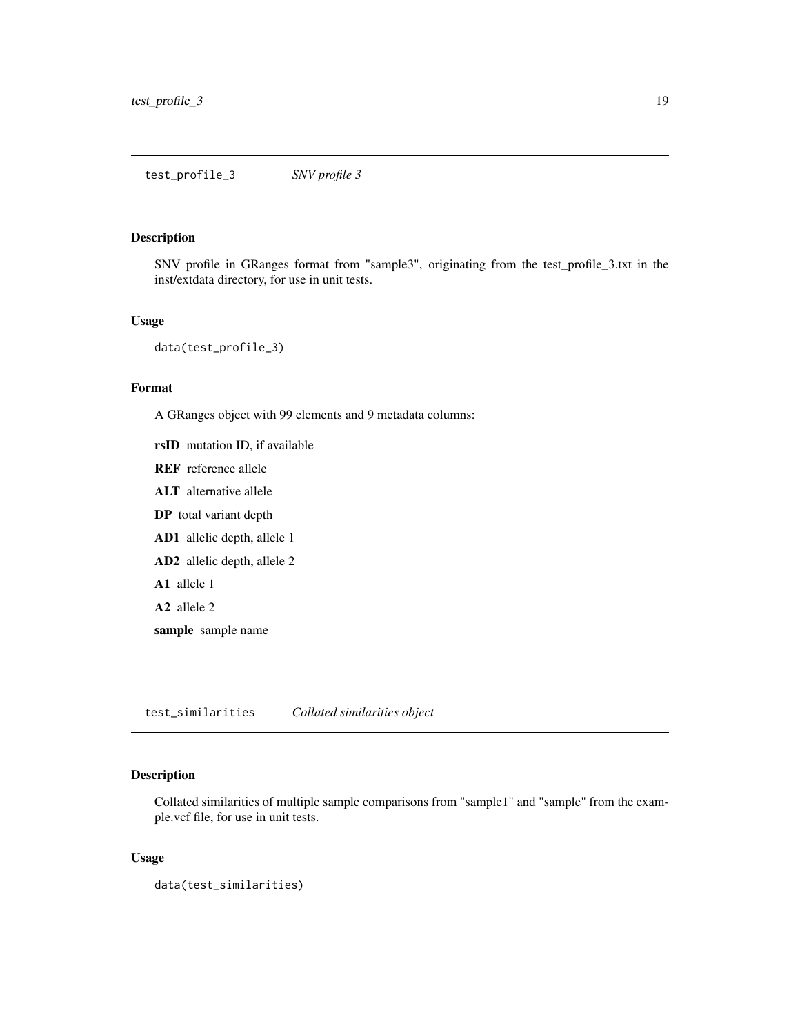## test_profile_3 *SNV profile 3*

### Description

SNV profile in GRanges format from "sample3", originating from the test_profile_3.txt in the inst/extdata directory, for use in unit tests.

### Usage

```
data(test_profile_3)
```

### Format

A GRanges object with 99 elements and 9 metadata columns:

**rsID** mutation ID, if available

**REF** reference allele

**ALT** alternative allele

**DP** total variant depth

**AD1** allelic depth, allele 1

**AD2** allelic depth, allele 2

**A1** allele 1

**A2** allele 2

**sample** sample name

## test_similarities *Collated similarities object*

### Description

Collated similarities of multiple sample comparisons from "sample1" and "sample" from the example.vcf file, for use in unit tests.

### Usage

```
data(test_similarities)
```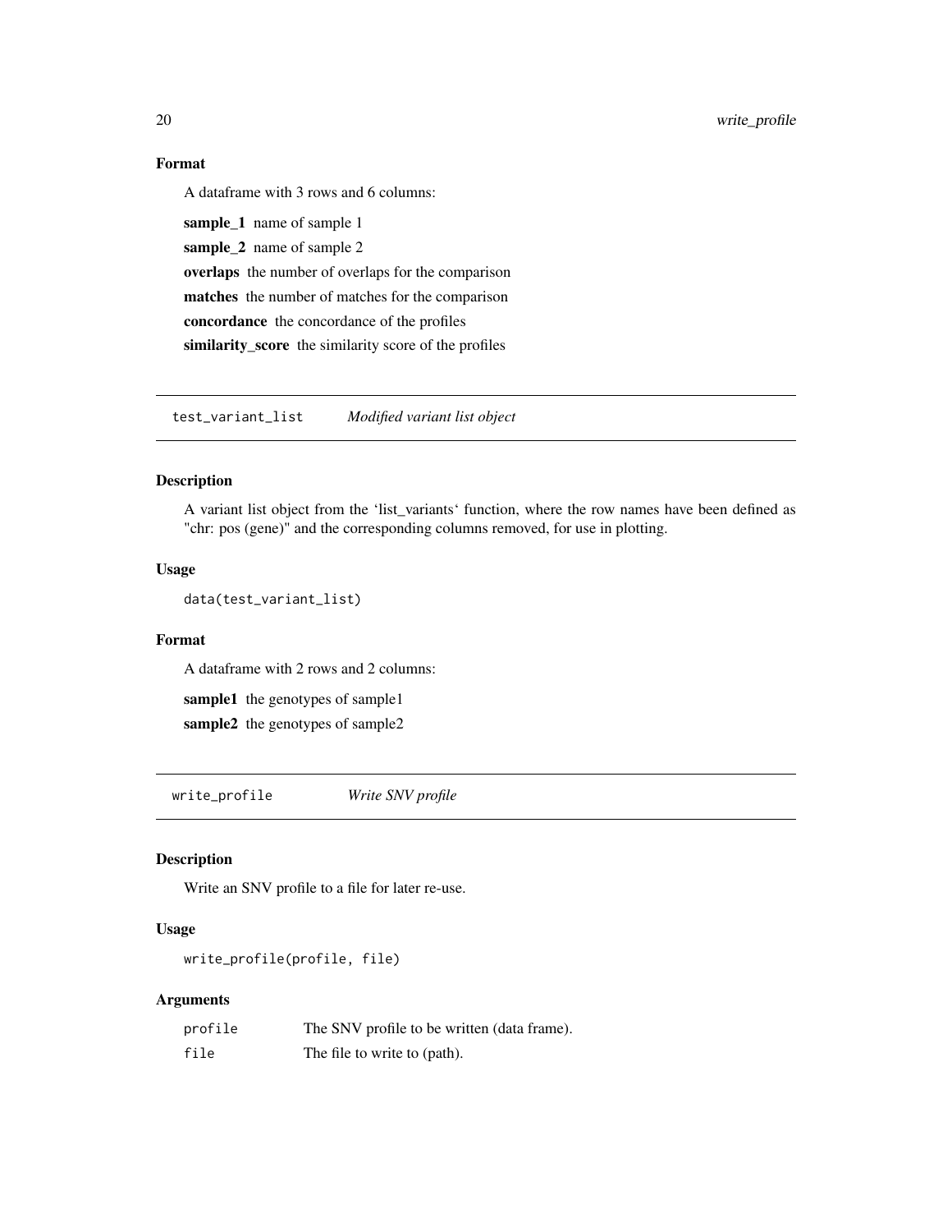## Format

A dataframe with 3 rows and 6 columns:

**sample_1** name of sample 1

**sample_2** name of sample 2

**overlaps** the number of overlaps for the comparison

**matches** the number of matches for the comparison

**concordance** the concordance of the profiles

**similarity_score** the similarity score of the profiles

---

# test_variant_list *Modified variant list object*

---

## Description

A variant list object from the 'list_variants' function, where the row names have been defined as "chr: pos (gene)" and the corresponding columns removed, for use in plotting.

## Usage

```
data(test_variant_list)
```

## Format

A dataframe with 2 rows and 2 columns:

**sample1** the genotypes of sample1

**sample2** the genotypes of sample2

---

# write_profile *Write SNV profile*

---

## Description

Write an SNV profile to a file for later re-use.

## Usage

```
write_profile(profile, file)
```

## Arguments

| | |
|---|---|
| `profile` | The SNV profile to be written (data frame). |
| `file` | The file to write to (path). |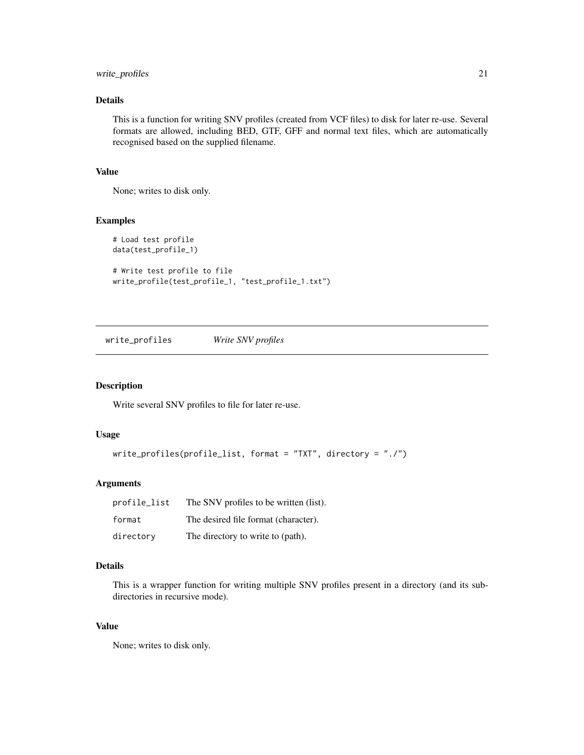### Details

This is a function for writing SNV profiles (created from VCF files) to disk for later re-use. Several formats are allowed, including BED, GTF, GFF and normal text files, which are automatically recognised based on the supplied filename.

### Value

None; writes to disk only.

### Examples

```
# Load test profile
data(test_profile_1)

# Write test profile to file
write_profile(test_profile_1, "test_profile_1.txt")
```

---

## write_profiles    *Write SNV profiles*

---

### Description

Write several SNV profiles to file for later re-use.

### Usage

```
write_profiles(profile_list, format = "TXT", directory = "./")
```

### Arguments

| | |
|---|---|
| profile_list | The SNV profiles to be written (list). |
| format | The desired file format (character). |
| directory | The directory to write to (path). |

### Details

This is a wrapper function for writing multiple SNV profiles present in a directory (and its subdirectories in recursive mode).

### Value

None; writes to disk only.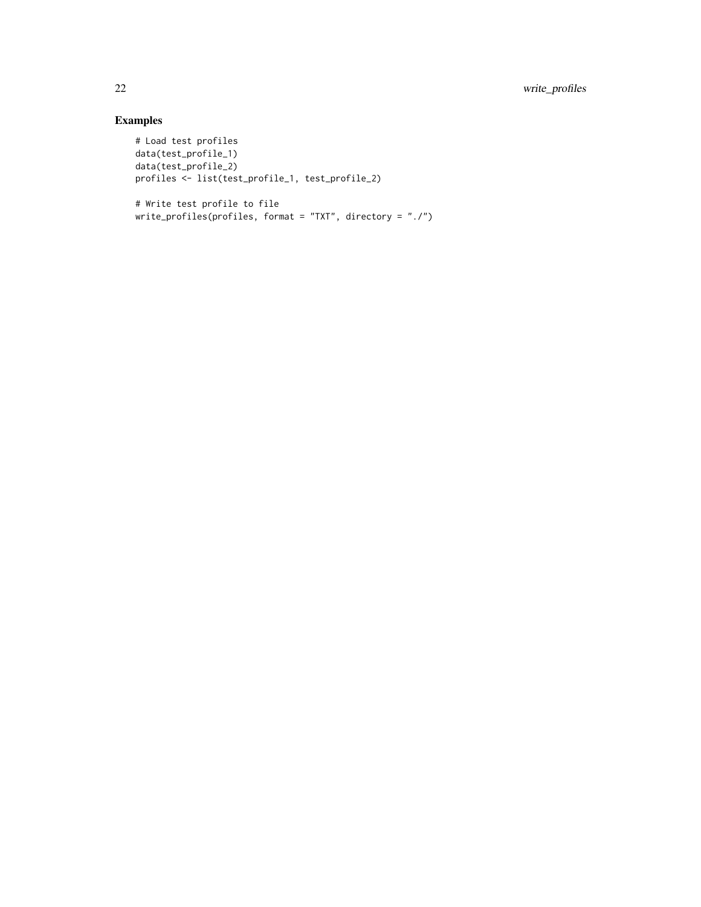## Examples

```
# Load test profiles
data(test_profile_1)
data(test_profile_2)
profiles <- list(test_profile_1, test_profile_2)

# Write test profile to file
write_profiles(profiles, format = "TXT", directory = "./")
```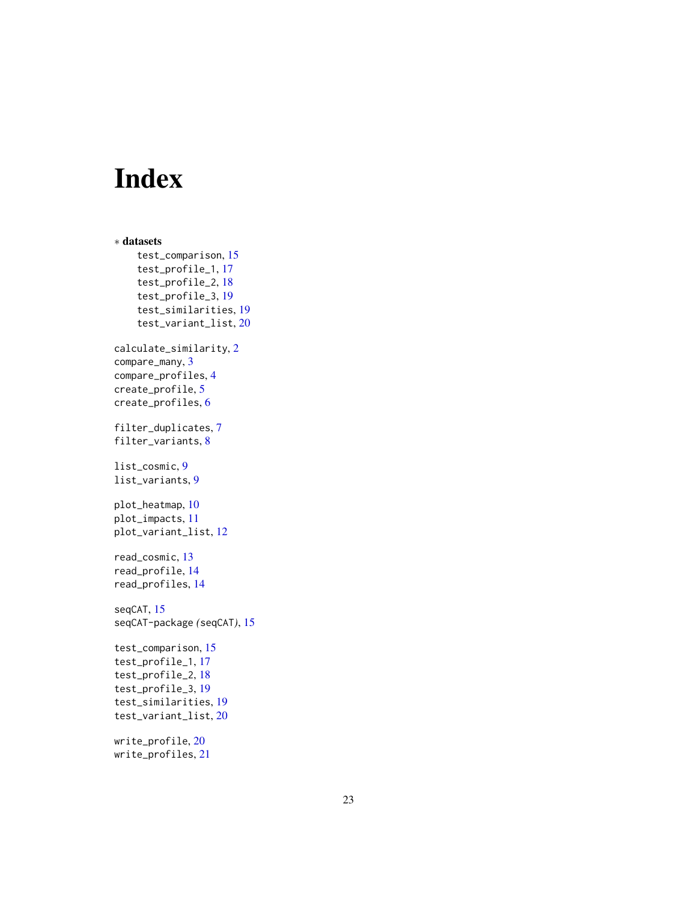# Index

* **datasets**
    - test_comparison, 15
    - test_profile_1, 17
    - test_profile_2, 18
    - test_profile_3, 19
    - test_similarities, 19
    - test_variant_list, 20

calculate_similarity, 2
compare_many, 3
compare_profiles, 4
create_profile, 5
create_profiles, 6

filter_duplicates, 7
filter_variants, 8

list_cosmic, 9
list_variants, 9

plot_heatmap, 10
plot_impacts, 11
plot_variant_list, 12

read_cosmic, 13
read_profile, 14
read_profiles, 14

seqCAT, 15
seqCAT-package *(*seqCAT*)*, 15

test_comparison, 15
test_profile_1, 17
test_profile_2, 18
test_profile_3, 19
test_similarities, 19
test_variant_list, 20

write_profile, 20
write_profiles, 21